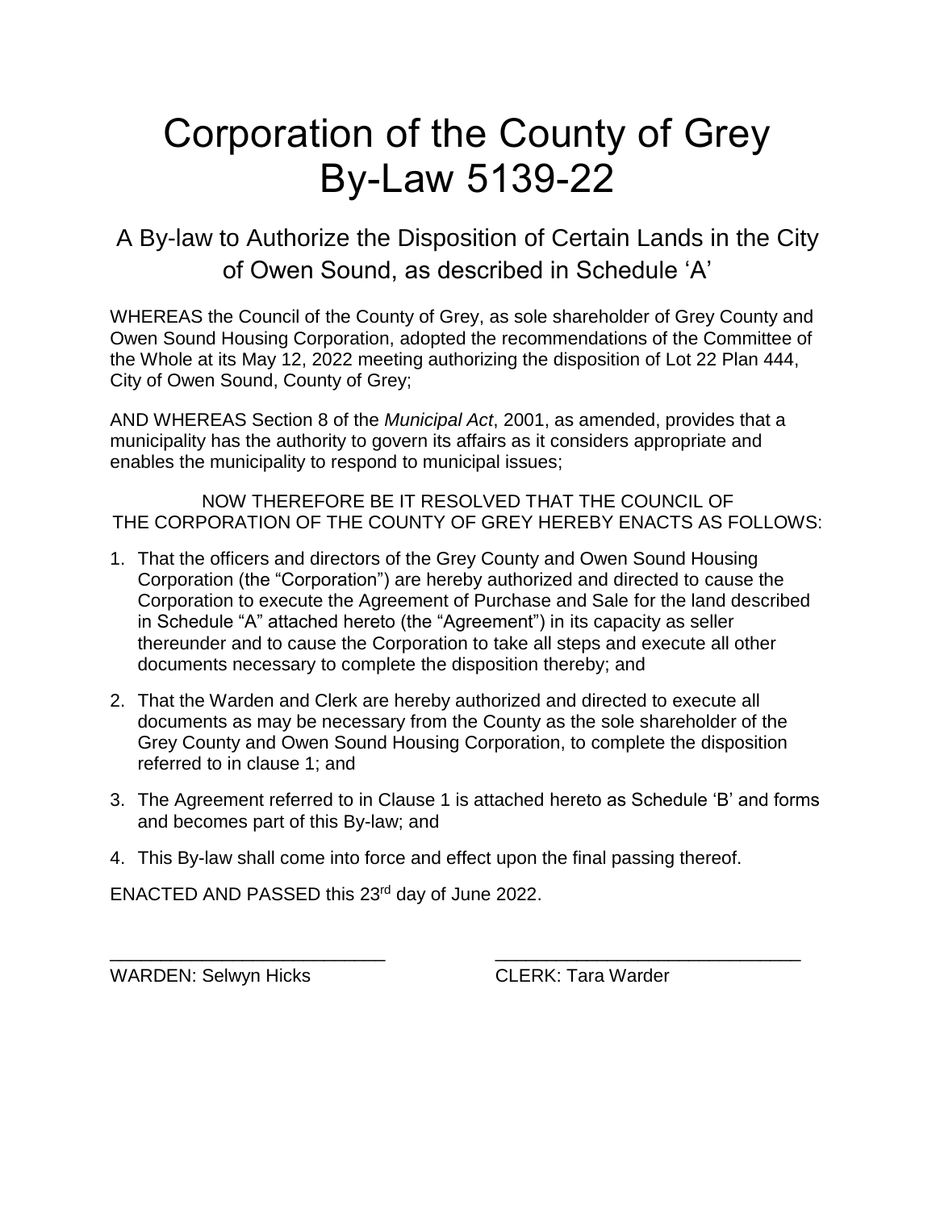# Corporation of the County of Grey
# By-Law 5139-22

## A By-law to Authorize the Disposition of Certain Lands in the City of Owen Sound, as described in Schedule 'A'

WHEREAS the Council of the County of Grey, as sole shareholder of Grey County and Owen Sound Housing Corporation, adopted the recommendations of the Committee of the Whole at its May 12, 2022 meeting authorizing the disposition of Lot 22 Plan 444, City of Owen Sound, County of Grey;

AND WHEREAS Section 8 of the *Municipal Act*, 2001, as amended, provides that a municipality has the authority to govern its affairs as it considers appropriate and enables the municipality to respond to municipal issues;

NOW THEREFORE BE IT RESOLVED THAT THE COUNCIL OF THE CORPORATION OF THE COUNTY OF GREY HEREBY ENACTS AS FOLLOWS:

1. That the officers and directors of the Grey County and Owen Sound Housing Corporation (the "Corporation") are hereby authorized and directed to cause the Corporation to execute the Agreement of Purchase and Sale for the land described in Schedule "A" attached hereto (the "Agreement") in its capacity as seller thereunder and to cause the Corporation to take all steps and execute all other documents necessary to complete the disposition thereby; and

2. That the Warden and Clerk are hereby authorized and directed to execute all documents as may be necessary from the County as the sole shareholder of the Grey County and Owen Sound Housing Corporation, to complete the disposition referred to in clause 1; and

3. The Agreement referred to in Clause 1 is attached hereto as Schedule 'B' and forms and becomes part of this By-law; and

4. This By-law shall come into force and effect upon the final passing thereof.

ENACTED AND PASSED this 23rd day of June 2022.

\_\_\_\_\_\_\_\_\_\_\_\_\_\_\_\_\_\_\_\_\_\_\_\_\_\_\_\_
WARDEN: Selwyn Hicks

\_\_\_\_\_\_\_\_\_\_\_\_\_\_\_\_\_\_\_\_\_\_\_\_\_\_\_\_
CLERK: Tara Warder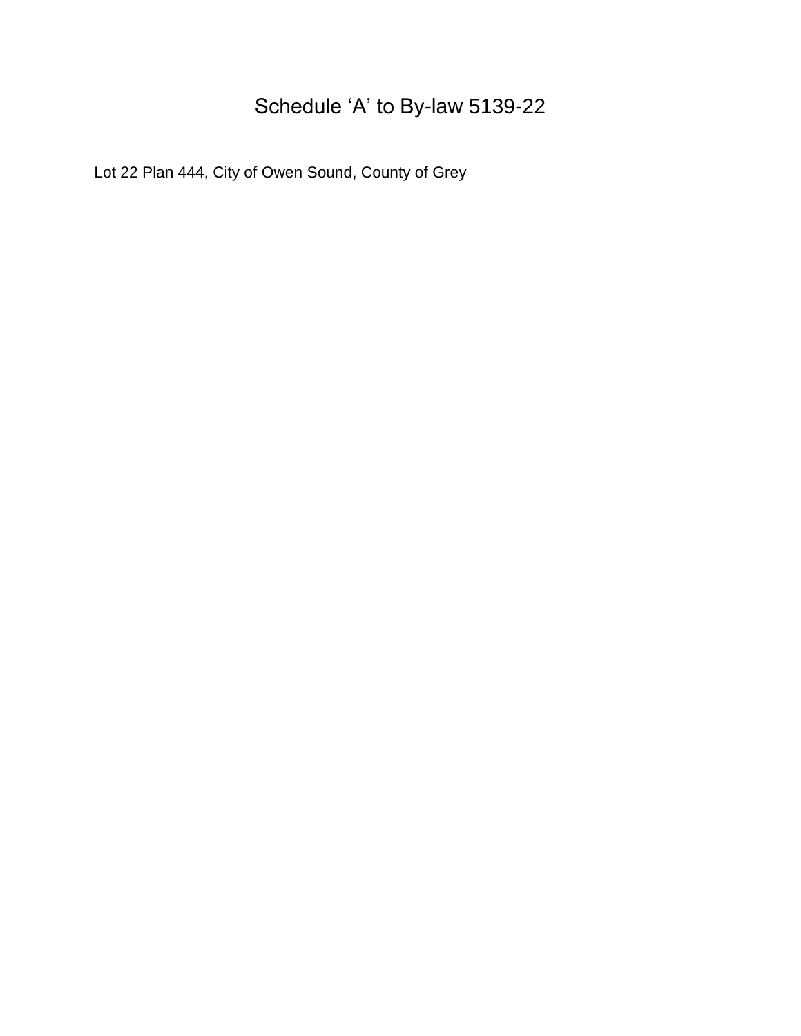# Schedule ‘A’ to By-law 5139-22

Lot 22 Plan 444, City of Owen Sound, County of Grey